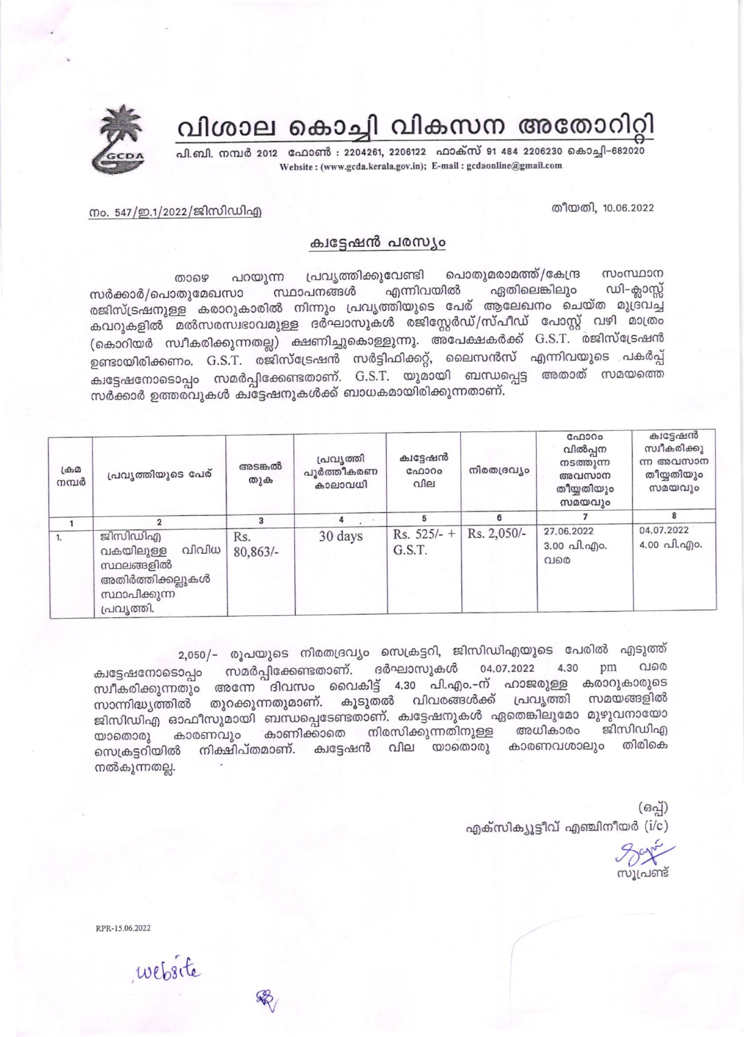# വിശാല കൊച്ചി വികസന അതോറിറ്റി

പി.ബി. നമ്പർ 2012 ഫോൺ : 2204261, 2206122 ഫാക്സ് 91 484 2206230 കൊച്ചി–682020
Website : (www.gcda.kerala.gov.in); E-mail : gcdaonline@gmail.com

നം. 547/ഇ.1/2022/ജിസിഡിഎ

തീയതി, 10.06.2022

## ക്വട്ടേഷൻ പരസ്യം

താഴെ പറയുന്ന പ്രവൃത്തിക്കുവേണ്ടി പൊതുമരാമത്ത്/കേന്ദ്ര സംസ്ഥാന സർക്കാർ/പൊതുമേഖസാ സ്ഥാപനങ്ങൾ എന്നിവയിൽ ഏതിലെങ്കിലും ഡി-ക്ലാസ്സ് രജിസ്ട്രഷനുള്ള കരാറുകാരിൽ നിന്നും പ്രവൃത്തിയുടെ പേര് ആലേഖനം ചെയ്ത മുദ്രവച്ച കവറുകളിൽ മൽസരസ്വഭാവമുള്ള ദർഘാസുകൾ രജിസ്റ്റേർഡ്/സ്പീഡ് പോസ്റ്റ് വഴി മാത്രം (കൊറിയർ സ്വീകരിക്കുന്നതല്ല) ക്ഷണിച്ചുകൊള്ളുന്നു. അപേക്ഷകർക്ക് G.S.T. രജിസ്ട്രേഷൻ ഉണ്ടായിരിക്കണം. G.S.T. രജിസ്ട്രേഷൻ സർട്ടിഫിക്കറ്റ്, ലൈസൻസ് എന്നിവയുടെ പകർപ്പ് ക്വട്ടേഷനോടൊപ്പം സമർപ്പിക്കേണ്ടതാണ്. G.S.T. യുമായി ബന്ധപ്പെട്ട അതാത് സമയത്തെ സർക്കാർ ഉത്തരവുകൾ ക്വട്ടേഷനുകൾക്ക് ബാധകമായിരിക്കുന്നതാണ്.

| ക്രമ നമ്പർ | പ്രവൃത്തിയുടെ പേര് | അടങ്കൽ തുക | പ്രവൃത്തി പൂർത്തീകരണ കാലാവധി | ക്വട്ടേഷൻ ഫോറം വില | നിരതദ്രവ്യം | ഫോറം വിൽപ്പന നടത്തുന്ന അവസാന തീയ്യതിയും സമയവും | ക്വട്ടേഷൻ സ്വീകരിക്കുന്ന അവസാന തീയ്യതിയും സമയവും |
|---|---|---|---|---|---|---|---|
| 1 | 2 | 3 | 4 | 5 | 6 | 7 | 8 |
| 1. | ജിസിഡിഎ വകയിലുള്ള വിവിധ സ്ഥലങ്ങളിൽ അതിർത്തിക്കല്ലുകൾ സ്ഥാപിക്കുന്ന പ്രവൃത്തി. | Rs. 80,863/- | 30 days | Rs. 525/- + G.S.T. | Rs. 2,050/- | 27.06.2022 3.00 പി.എം. വരെ | 04.07.2022 4.00 പി.എം. |

2,050/- രൂപയുടെ നിരതദ്രവ്യം സെക്രട്ടറി, ജിസിഡിഎയുടെ പേരിൽ എടുത്ത് ക്വട്ടേഷനോടൊപ്പം സമർപ്പിക്കേണ്ടതാണ്. ദർഘാസുകൾ 04.07.2022 4.30 pm വരെ സ്വീകരിക്കുന്നതും അന്നേ ദിവസം വൈകിട്ട് 4.30 പി.എം.-ന് ഹാജരുള്ള കരാറുകാരുടെ സാന്നിദ്ധ്യത്തിൽ തുറക്കുന്നതുമാണ്. കൂടുതൽ വിവരങ്ങൾക്ക് പ്രവൃത്തി സമയങ്ങളിൽ ജിസിഡിഎ ഓഫീസുമായി ബന്ധപ്പെടേണ്ടതാണ്. ക്വട്ടേഷനുകൾ ഏതെങ്കിലുമോ മുഴുവനായോ യാതൊരു കാരണവും കാണിക്കാതെ നിരസിക്കുന്നതിനുള്ള അധികാരം ജിസിഡിഎ സെക്രട്ടറിയിൽ നിക്ഷിപ്തമാണ്. ക്വട്ടേഷൻ വില യാതൊരു കാരണവശാലും തിരികെ നൽകുന്നതല്ല.

(ഒപ്പ്)
എക്സിക്യൂട്ടീവ് എഞ്ചിനീയർ (i/c)

സൂപ്രണ്ട്

RPR-15.06.2022

website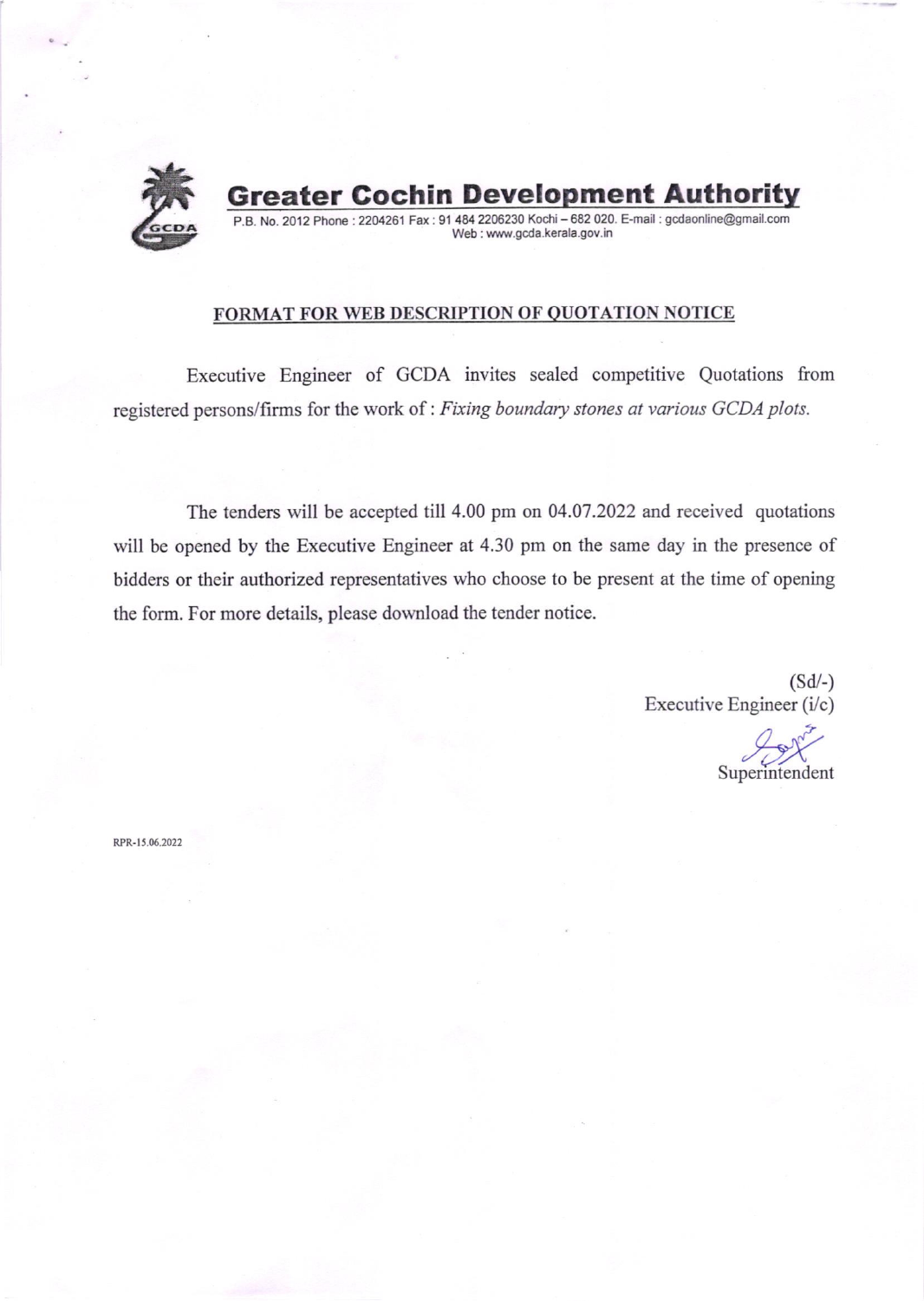# Greater Cochin Development Authority

P.B. No. 2012 Phone : 2204261 Fax : 91 484 2206230 Kochi – 682 020. E-mail : gcdaonline@gmail.com
Web : www.gcda.kerala.gov.in

## FORMAT FOR WEB DESCRIPTION OF QUOTATION NOTICE

Executive Engineer of GCDA invites sealed competitive Quotations from registered persons/firms for the work of : *Fixing boundary stones at various GCDA plots.*

The tenders will be accepted till 4.00 pm on 04.07.2022 and received quotations will be opened by the Executive Engineer at 4.30 pm on the same day in the presence of bidders or their authorized representatives who choose to be present at the time of opening the form. For more details, please download the tender notice.

(Sd/-)
Executive Engineer (i/c)

Superintendent

RPR-15.06.2022